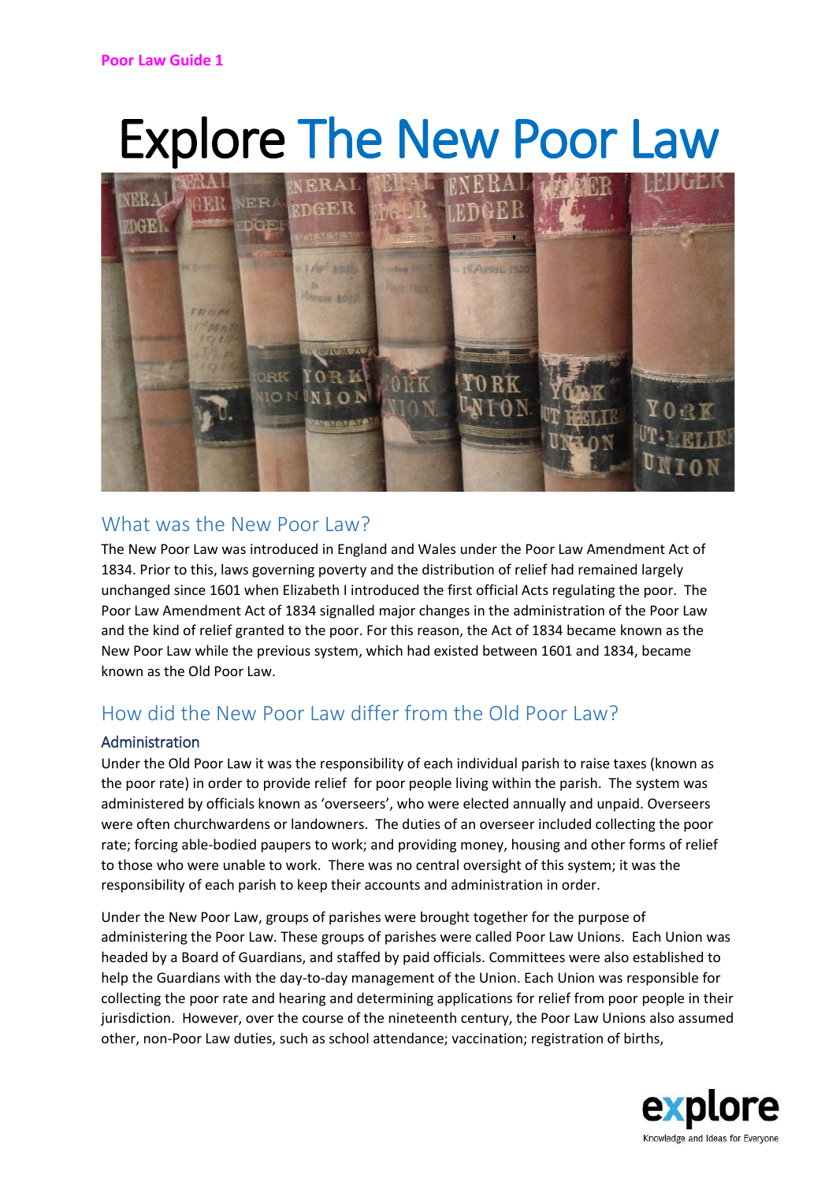Poor Law Guide 1

# Explore The New Poor Law

## What was the New Poor Law?

The New Poor Law was introduced in England and Wales under the Poor Law Amendment Act of 1834. Prior to this, laws governing poverty and the distribution of relief had remained largely unchanged since 1601 when Elizabeth I introduced the first official Acts regulating the poor. The Poor Law Amendment Act of 1834 signalled major changes in the administration of the Poor Law and the kind of relief granted to the poor. For this reason, the Act of 1834 became known as the New Poor Law while the previous system, which had existed between 1601 and 1834, became known as the Old Poor Law.

## How did the New Poor Law differ from the Old Poor Law?

### Administration

Under the Old Poor Law it was the responsibility of each individual parish to raise taxes (known as the poor rate) in order to provide relief for poor people living within the parish. The system was administered by officials known as 'overseers', who were elected annually and unpaid. Overseers were often churchwardens or landowners. The duties of an overseer included collecting the poor rate; forcing able-bodied paupers to work; and providing money, housing and other forms of relief to those who were unable to work. There was no central oversight of this system; it was the responsibility of each parish to keep their accounts and administration in order.

Under the New Poor Law, groups of parishes were brought together for the purpose of administering the Poor Law. These groups of parishes were called Poor Law Unions. Each Union was headed by a Board of Guardians, and staffed by paid officials. Committees were also established to help the Guardians with the day-to-day management of the Union. Each Union was responsible for collecting the poor rate and hearing and determining applications for relief from poor people in their jurisdiction. However, over the course of the nineteenth century, the Poor Law Unions also assumed other, non-Poor Law duties, such as school attendance; vaccination; registration of births,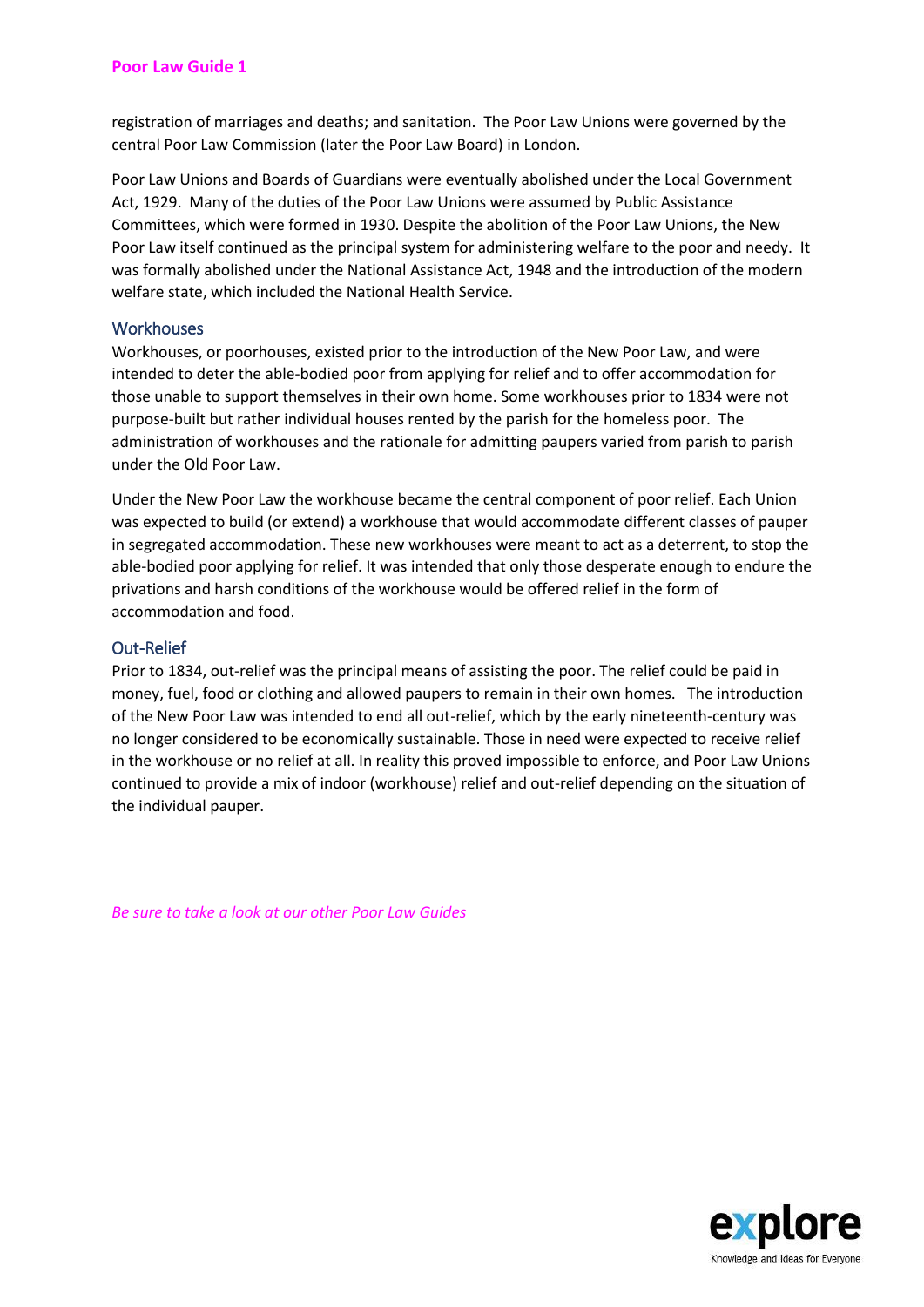registration of marriages and deaths; and sanitation. The Poor Law Unions were governed by the central Poor Law Commission (later the Poor Law Board) in London.

Poor Law Unions and Boards of Guardians were eventually abolished under the Local Government Act, 1929. Many of the duties of the Poor Law Unions were assumed by Public Assistance Committees, which were formed in 1930. Despite the abolition of the Poor Law Unions, the New Poor Law itself continued as the principal system for administering welfare to the poor and needy. It was formally abolished under the National Assistance Act, 1948 and the introduction of the modern welfare state, which included the National Health Service.

## Workhouses

Workhouses, or poorhouses, existed prior to the introduction of the New Poor Law, and were intended to deter the able-bodied poor from applying for relief and to offer accommodation for those unable to support themselves in their own home. Some workhouses prior to 1834 were not purpose-built but rather individual houses rented by the parish for the homeless poor. The administration of workhouses and the rationale for admitting paupers varied from parish to parish under the Old Poor Law.

Under the New Poor Law the workhouse became the central component of poor relief. Each Union was expected to build (or extend) a workhouse that would accommodate different classes of pauper in segregated accommodation. These new workhouses were meant to act as a deterrent, to stop the able-bodied poor applying for relief. It was intended that only those desperate enough to endure the privations and harsh conditions of the workhouse would be offered relief in the form of accommodation and food.

## Out-Relief

Prior to 1834, out-relief was the principal means of assisting the poor. The relief could be paid in money, fuel, food or clothing and allowed paupers to remain in their own homes. The introduction of the New Poor Law was intended to end all out-relief, which by the early nineteenth-century was no longer considered to be economically sustainable. Those in need were expected to receive relief in the workhouse or no relief at all. In reality this proved impossible to enforce, and Poor Law Unions continued to provide a mix of indoor (workhouse) relief and out-relief depending on the situation of the individual pauper.

*Be sure to take a look at our other Poor Law Guides*